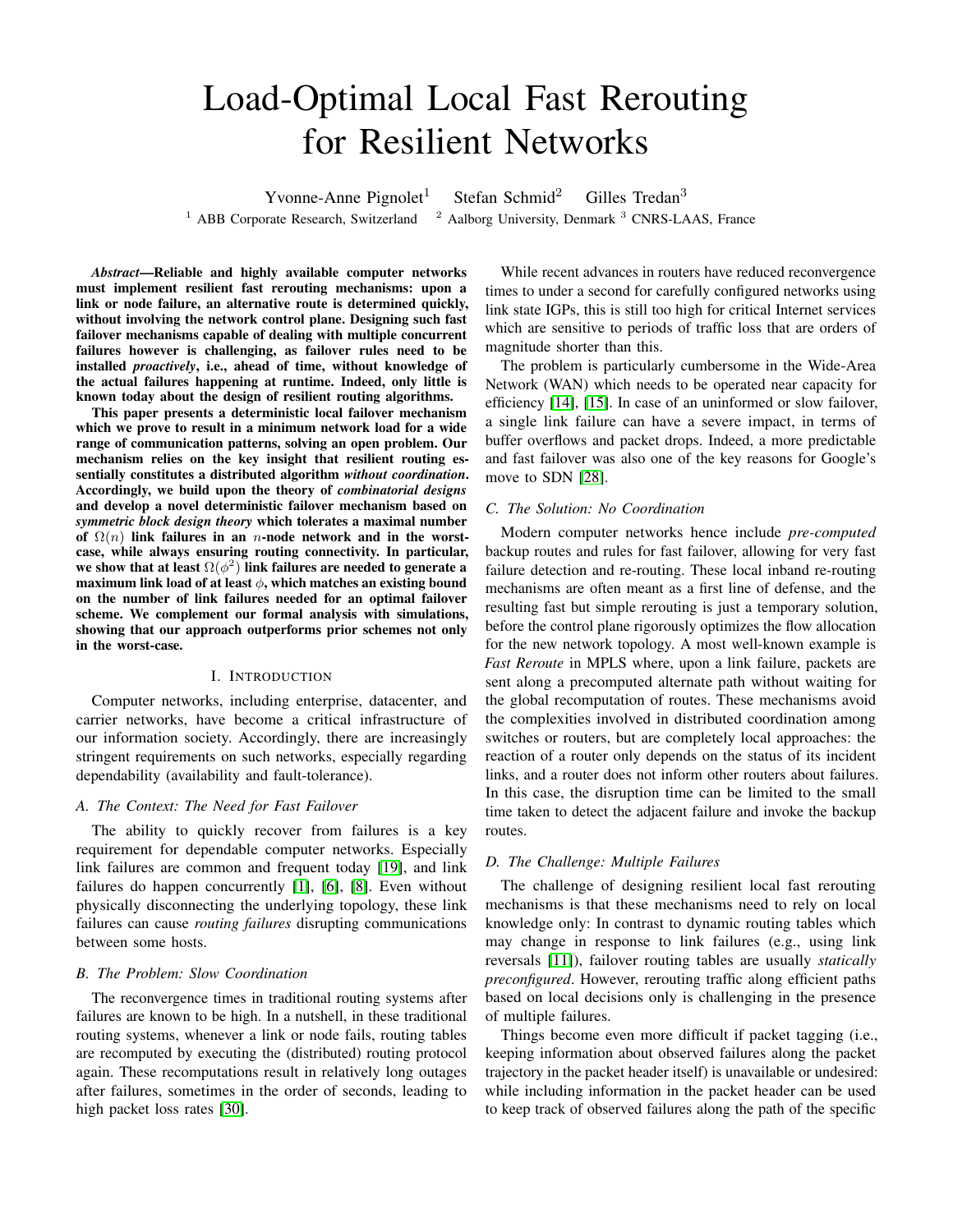# Load-Optimal Local Fast Rerouting for Resilient Networks

Yvonne-Anne Pignolet[1] Stefan Schmid[2] Gilles Tredan[3]

[1] ABB Corporate Research, Switzerland [2] Aalborg University, Denmark [3] CNRS-LAAS, France

***Abstract*—Reliable and highly available computer networks must implement resilient fast rerouting mechanisms: upon a link or node failure, an alternative route is determined quickly, without involving the network control plane. Designing such fast failover mechanisms capable of dealing with multiple concurrent failures however is challenging, as failover rules need to be installed *proactively*, i.e., ahead of time, without knowledge of the actual failures happening at runtime. Indeed, only little is known today about the design of resilient routing algorithms.**

**This paper presents a deterministic local failover mechanism which we prove to result in a minimum network load for a wide range of communication patterns, solving an open problem. Our mechanism relies on the key insight that resilient routing essentially constitutes a distributed algorithm *without coordination*. Accordingly, we build upon the theory of *combinatorial designs* and develop a novel deterministic failover mechanism based on *symmetric block design theory* which tolerates a maximal number of $\Omega(n)$ link failures in an $n$-node network and in the worst-case, while always ensuring routing connectivity. In particular, we show that at least $\Omega(\phi^2)$ link failures are needed to generate a maximum link load of at least $\phi$, which matches an existing bound on the number of link failures needed for an optimal failover scheme. We complement our formal analysis with simulations, showing that our approach outperforms prior schemes not only in the worst-case.**

## I. Introduction

Computer networks, including enterprise, datacenter, and carrier networks, have become a critical infrastructure of our information society. Accordingly, there are increasingly stringent requirements on such networks, especially regarding dependability (availability and fault-tolerance).

### A. The Context: The Need for Fast Failover

The ability to quickly recover from failures is a key requirement for dependable computer networks. Especially link failures are common and frequent today [19], and link failures do happen concurrently [1], [6], [8]. Even without physically disconnecting the underlying topology, these link failures can cause *routing failures* disrupting communications between some hosts.

### B. The Problem: Slow Coordination

The reconvergence times in traditional routing systems after failures are known to be high. In a nutshell, in these traditional routing systems, whenever a link or node fails, routing tables are recomputed by executing the (distributed) routing protocol again. These recomputations result in relatively long outages after failures, sometimes in the order of seconds, leading to high packet loss rates [30].

While recent advances in routers have reduced reconvergence times to under a second for carefully configured networks using link state IGPs, this is still too high for critical Internet services which are sensitive to periods of traffic loss that are orders of magnitude shorter than this.

The problem is particularly cumbersome in the Wide-Area Network (WAN) which needs to be operated near capacity for efficiency [14], [15]. In case of an uninformed or slow failover, a single link failure can have a severe impact, in terms of buffer overflows and packet drops. Indeed, a more predictable and fast failover was also one of the key reasons for Google's move to SDN [28].

### C. The Solution: No Coordination

Modern computer networks hence include *pre-computed* backup routes and rules for fast failover, allowing for very fast failure detection and re-routing. These local inband re-routing mechanisms are often meant as a first line of defense, and the resulting fast but simple rerouting is just a temporary solution, before the control plane rigorously optimizes the flow allocation for the new network topology. A most well-known example is *Fast Reroute* in MPLS where, upon a link failure, packets are sent along a precomputed alternate path without waiting for the global recomputation of routes. These mechanisms avoid the complexities involved in distributed coordination among switches or routers, but are completely local approaches: the reaction of a router only depends on the status of its incident links, and a router does not inform other routers about failures. In this case, the disruption time can be limited to the small time taken to detect the adjacent failure and invoke the backup routes.

### D. The Challenge: Multiple Failures

The challenge of designing resilient local fast rerouting mechanisms is that these mechanisms need to rely on local knowledge only: In contrast to dynamic routing tables which may change in response to link failures (e.g., using link reversals [11]), failover routing tables are usually *statically preconfigured*. However, rerouting traffic along efficient paths based on local decisions only is challenging in the presence of multiple failures.

Things become even more difficult if packet tagging (i.e., keeping information about observed failures along the packet trajectory in the packet header itself) is unavailable or undesired: while including information in the packet header can be used to keep track of observed failures along the path of the specific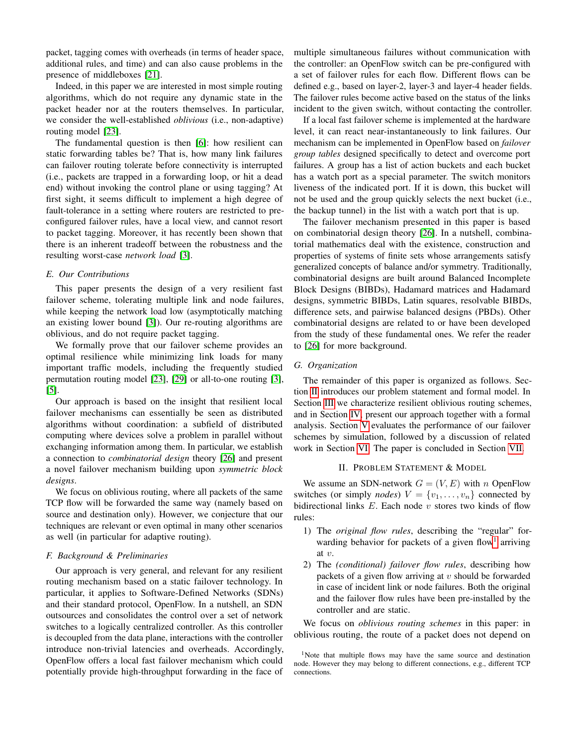packet, tagging comes with overheads (in terms of header space, additional rules, and time) and can also cause problems in the presence of middleboxes [21].

Indeed, in this paper we are interested in most simple routing algorithms, which do not require any dynamic state in the packet header nor at the routers themselves. In particular, we consider the well-established *oblivious* (i.e., non-adaptive) routing model [23].

The fundamental question is then [6]: how resilient can static forwarding tables be? That is, how many link failures can failover routing tolerate before connectivity is interrupted (i.e., packets are trapped in a forwarding loop, or hit a dead end) without invoking the control plane or using tagging? At first sight, it seems difficult to implement a high degree of fault-tolerance in a setting where routers are restricted to pre-configured failover rules, have a local view, and cannot resort to packet tagging. Moreover, it has recently been shown that there is an inherent tradeoff between the robustness and the resulting worst-case *network load* [3].

### E. Our Contributions

This paper presents the design of a very resilient fast failover scheme, tolerating multiple link and node failures, while keeping the network load low (asymptotically matching an existing lower bound [3]). Our re-routing algorithms are oblivious, and do not require packet tagging.

We formally prove that our failover scheme provides an optimal resilience while minimizing link loads for many important traffic models, including the frequently studied permutation routing model [23], [29] or all-to-one routing [3], [5].

Our approach is based on the insight that resilient local failover mechanisms can essentially be seen as distributed algorithms without coordination: a subfield of distributed computing where devices solve a problem in parallel without exchanging information among them. In particular, we establish a connection to *combinatorial design* theory [26] and present a novel failover mechanism building upon *symmetric block designs*.

We focus on oblivious routing, where all packets of the same TCP flow will be forwarded the same way (namely based on source and destination only). However, we conjecture that our techniques are relevant or even optimal in many other scenarios as well (in particular for adaptive routing).

### F. Background & Preliminaries

Our approach is very general, and relevant for any resilient routing mechanism based on a static failover technology. In particular, it applies to Software-Defined Networks (SDNs) and their standard protocol, OpenFlow. In a nutshell, an SDN outsources and consolidates the control over a set of network switches to a logically centralized controller. As this controller is decoupled from the data plane, interactions with the controller introduce non-trivial latencies and overheads. Accordingly, OpenFlow offers a local fast failover mechanism which could potentially provide high-throughput forwarding in the face of multiple simultaneous failures without communication with the controller: an OpenFlow switch can be pre-configured with a set of failover rules for each flow. Different flows can be defined e.g., based on layer-2, layer-3 and layer-4 header fields. The failover rules become active based on the status of the links incident to the given switch, without contacting the controller.

If a local fast failover scheme is implemented at the hardware level, it can react near-instantaneously to link failures. Our mechanism can be implemented in OpenFlow based on *failover group tables* designed specifically to detect and overcome port failures. A group has a list of action buckets and each bucket has a watch port as a special parameter. The switch monitors liveness of the indicated port. If it is down, this bucket will not be used and the group quickly selects the next bucket (i.e., the backup tunnel) in the list with a watch port that is up.

The failover mechanism presented in this paper is based on combinatorial design theory [26]. In a nutshell, combinatorial mathematics deal with the existence, construction and properties of systems of finite sets whose arrangements satisfy generalized concepts of balance and/or symmetry. Traditionally, combinatorial designs are built around Balanced Incomplete Block Designs (BIBDs), Hadamard matrices and Hadamard designs, symmetric BIBDs, Latin squares, resolvable BIBDs, difference sets, and pairwise balanced designs (PBDs). Other combinatorial designs are related to or have been developed from the study of these fundamental ones. We refer the reader to [26] for more background.

### G. Organization

The remainder of this paper is organized as follows. Section II introduces our problem statement and formal model. In Section III we characterize resilient oblivious routing schemes, and in Section IV present our approach together with a formal analysis. Section V evaluates the performance of our failover schemes by simulation, followed by a discussion of related work in Section VI. The paper is concluded in Section VII.

## II. Problem Statement & Model

We assume an SDN-network $G = (V, E)$ with $n$ OpenFlow switches (or simply *nodes*) $V = \{v_1, \ldots, v_n\}$ connected by bidirectional links $E$. Each node $v$ stores two kinds of flow rules:

1) The *original flow rules*, describing the "regular" forwarding behavior for packets of a given flow[1] arriving at $v$.
2) The *(conditional) failover flow rules*, describing how packets of a given flow arriving at $v$ should be forwarded in case of incident link or node failures. Both the original and the failover flow rules have been pre-installed by the controller and are static.

We focus on *oblivious routing schemes* in this paper: in oblivious routing, the route of a packet does not depend on

[1] Note that multiple flows may have the same source and destination node. However they may belong to different connections, e.g., different TCP connections.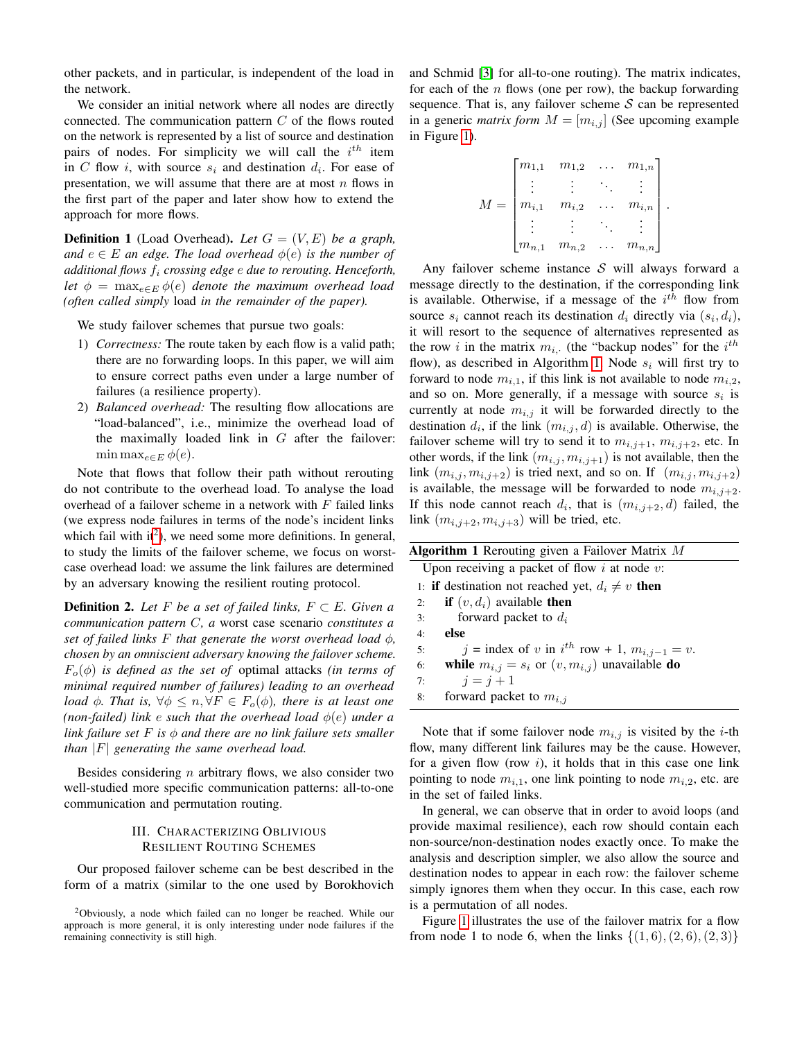other packets, and in particular, is independent of the load in the network.

We consider an initial network where all nodes are directly connected. The communication pattern $C$ of the flows routed on the network is represented by a list of source and destination pairs of nodes. For simplicity we will call the $i^{th}$ item in $C$ flow $i$, with source $s_i$ and destination $d_i$. For ease of presentation, we will assume that there are at most $n$ flows in the first part of the paper and later show how to extend the approach for more flows.

**Definition 1** (Load Overhead). *Let $G = (V, E)$ be a graph, and $e \in E$ an edge. The load overhead $\phi(e)$ is the number of additional flows $f_i$ crossing edge $e$ due to rerouting. Henceforth, let $\phi = \max_{e \in E} \phi(e)$ denote the maximum overhead load (often called simply* load *in the remainder of the paper).*

We study failover schemes that pursue two goals:

1) *Correctness:* The route taken by each flow is a valid path; there are no forwarding loops. In this paper, we will aim to ensure correct paths even under a large number of failures (a resilience property).
2) *Balanced overhead:* The resulting flow allocations are "load-balanced", i.e., minimize the overhead load of the maximally loaded link in $G$ after the failover: $\min \max_{e \in E} \phi(e)$.

Note that flows that follow their path without rerouting do not contribute to the overhead load. To analyse the load overhead of a failover scheme in a network with $F$ failed links (we express node failures in terms of the node's incident links which fail with it[2]), we need some more definitions. In general, to study the limits of the failover scheme, we focus on worst-case overhead load: we assume the link failures are determined by an adversary knowing the resilient routing protocol.

**Definition 2.** *Let $F$ be a set of failed links, $F \subset E$. Given a communication pattern $C$, a* worst case scenario *constitutes a set of failed links $F$ that generate the worst overhead load $\phi$, chosen by an omniscient adversary knowing the failover scheme. $F_o(\phi)$ is defined as the set of* optimal attacks *(in terms of minimal required number of failures) leading to an overhead load $\phi$. That is, $\forall \phi \leq n, \forall F \in F_o(\phi)$, there is at least one (non-failed) link $e$ such that the overhead load $\phi(e)$ under a link failure set $F$ is $\phi$ and there are no link failure sets smaller than $|F|$ generating the same overhead load.*

Besides considering $n$ arbitrary flows, we also consider two well-studied more specific communication patterns: all-to-one communication and permutation routing.

## III. Characterizing Oblivious Resilient Routing Schemes

Our proposed failover scheme can be best described in the form of a matrix (similar to the one used by Borokhovich and Schmid [3] for all-to-one routing). The matrix indicates, for each of the $n$ flows (one per row), the backup forwarding sequence. That is, any failover scheme $\mathcal{S}$ can be represented in a generic *matrix form* $M = [m_{i,j}]$ (See upcoming example in Figure 1).

$$M = \begin{bmatrix} m_{1,1} & m_{1,2} & \dots & m_{1,n} \\ \vdots & \vdots & \ddots & \vdots \\ m_{i,1} & m_{i,2} & \dots & m_{i,n} \\ \vdots & \vdots & \ddots & \vdots \\ m_{n,1} & m_{n,2} & \dots & m_{n,n} \end{bmatrix}.$$

Any failover scheme instance $\mathcal{S}$ will always forward a message directly to the destination, if the corresponding link is available. Otherwise, if a message of the $i^{th}$ flow from source $s_i$ cannot reach its destination $d_i$ directly via $(s_i, d_i)$, it will resort to the sequence of alternatives represented as the row $i$ in the matrix $m_{i,\cdot}$ (the "backup nodes" for the $i^{th}$ flow), as described in Algorithm 1. Node $s_i$ will first try to forward to node $m_{i,1}$, if this link is not available to node $m_{i,2}$, and so on. More generally, if a message with source $s_i$ is currently at node $m_{i,j}$ it will be forwarded directly to the destination $d_i$, if the link $(m_{i,j}, d)$ is available. Otherwise, the failover scheme will try to send it to $m_{i,j+1}$, $m_{i,j+2}$, etc. In other words, if the link $(m_{i,j}, m_{i,j+1})$ is not available, then the link $(m_{i,j}, m_{i,j+2})$ is tried next, and so on. If $(m_{i,j}, m_{i,j+2})$ is available, the message will be forwarded to node $m_{i,j+2}$. If this node cannot reach $d_i$, that is $(m_{i,j+2}, d)$ failed, the link $(m_{i,j+2}, m_{i,j+3})$ will be tried, etc.

**Algorithm 1** Rerouting given a Failover Matrix $M$

```
Upon receiving a packet of flow i at node v:
1: if destination not reached yet, d_i ≠ v then
2:   if (v, d_i) available then
3:     forward packet to d_i
4:   else
5:     j = index of v in i^th row + 1, m_{i,j-1} = v.
6:   while m_{i,j} = s_i or (v, m_{i,j}) unavailable do
7:     j = j + 1
8:   forward packet to m_{i,j}
```

Note that if some failover node $m_{i,j}$ is visited by the $i$-th flow, many different link failures may be the cause. However, for a given flow (row $i$), it holds that in this case one link pointing to node $m_{i,1}$, one link pointing to node $m_{i,2}$, etc. are in the set of failed links.

In general, we can observe that in order to avoid loops (and provide maximal resilience), each row should contain each non-source/non-destination nodes exactly once. To make the analysis and description simpler, we also allow the source and destination nodes to appear in each row: the failover scheme simply ignores them when they occur. In this case, each row is a permutation of all nodes.

Figure 1 illustrates the use of the failover matrix for a flow from node 1 to node 6, when the links $\{(1, 6), (2, 6), (2, 3)\}$

[2]Obviously, a node which failed can no longer be reached. While our approach is more general, it is only interesting under node failures if the remaining connectivity is still high.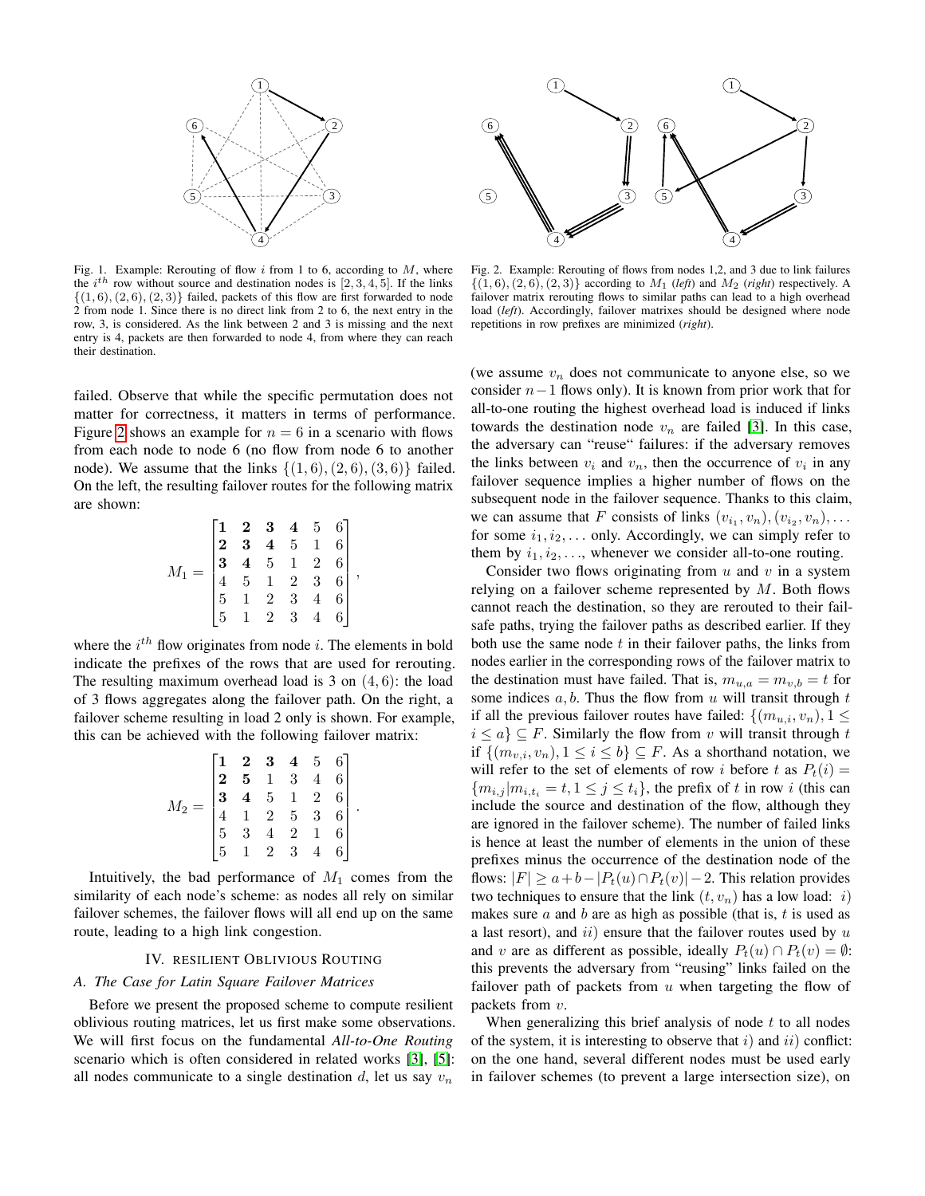Fig. 1. Example: Rerouting of flow $i$ from 1 to 6, according to $M$, where the $i^{th}$ row without source and destination nodes is $[2, 3, 4, 5]$. If the links $\{(1, 6), (2, 6), (2, 3)\}$ failed, packets of this flow are first forwarded to node 2 from node 1. Since there is no direct link from 2 to 6, the next entry in the row, 3, is considered. As the link between 2 and 3 is missing and the next entry is 4, packets are then forwarded to node 4, from where they can reach their destination.

Fig. 2. Example: Rerouting of flows from nodes 1,2, and 3 due to link failures $\{(1, 6), (2, 6), (2, 3)\}$ according to $M_1$ (*left*) and $M_2$ (*right*) respectively. A failover matrix rerouting flows to similar paths can lead to a high overhead load (*left*). Accordingly, failover matrixes should be designed where node repetitions in row prefixes are minimized (*right*).

failed. Observe that while the specific permutation does not matter for correctness, it matters in terms of performance. Figure 2 shows an example for $n = 6$ in a scenario with flows from each node to node 6 (no flow from node 6 to another node). We assume that the links $\{(1, 6), (2, 6), (3, 6)\}$ failed. On the left, the resulting failover routes for the following matrix are shown:

$$M_1 = \begin{bmatrix} \mathbf{1} & \mathbf{2} & \mathbf{3} & \mathbf{4} & 5 & 6 \\ \mathbf{2} & \mathbf{3} & \mathbf{4} & 5 & 1 & 6 \\ \mathbf{3} & \mathbf{4} & 5 & 1 & 2 & 6 \\ 4 & 5 & 1 & 2 & 3 & 6 \\ 5 & 1 & 2 & 3 & 4 & 6 \\ 5 & 1 & 2 & 3 & 4 & 6 \end{bmatrix},$$

where the $i^{th}$ flow originates from node $i$. The elements in bold indicate the prefixes of the rows that are used for rerouting. The resulting maximum overhead load is 3 on $(4, 6)$: the load of 3 flows aggregates along the failover path. On the right, a failover scheme resulting in load 2 only is shown. For example, this can be achieved with the following failover matrix:

$$M_2 = \begin{bmatrix} \mathbf{1} & \mathbf{2} & \mathbf{3} & \mathbf{4} & 5 & 6 \\ \mathbf{2} & \mathbf{5} & 1 & 3 & 4 & 6 \\ \mathbf{3} & \mathbf{4} & 5 & 1 & 2 & 6 \\ 4 & 1 & 2 & 5 & 3 & 6 \\ 5 & 3 & 4 & 2 & 1 & 6 \\ 5 & 1 & 2 & 3 & 4 & 6 \end{bmatrix}.$$

Intuitively, the bad performance of $M_1$ comes from the similarity of each node's scheme: as nodes all rely on similar failover schemes, the failover flows will all end up on the same route, leading to a high link congestion.

## IV. Resilient Oblivious Routing

### A. The Case for Latin Square Failover Matrices

Before we present the proposed scheme to compute resilient oblivious routing matrices, let us first make some observations. We will first focus on the fundamental *All-to-One Routing* scenario which is often considered in related works [3], [5]: all nodes communicate to a single destination $d$, let us say $v_n$ (we assume $v_n$ does not communicate to anyone else, so we consider $n-1$ flows only). It is known from prior work that for all-to-one routing the highest overhead load is induced if links towards the destination node $v_n$ are failed [3]. In this case, the adversary can "reuse" failures: if the adversary removes the links between $v_i$ and $v_n$, then the occurrence of $v_i$ in any failover sequence implies a higher number of flows on the subsequent node in the failover sequence. Thanks to this claim, we can assume that $F$ consists of links $(v_{i_1}, v_n), (v_{i_2}, v_n), \ldots$ for some $i_1, i_2, \ldots$ only. Accordingly, we can simply refer to them by $i_1, i_2, \ldots$, whenever we consider all-to-one routing.

Consider two flows originating from $u$ and $v$ in a system relying on a failover scheme represented by $M$. Both flows cannot reach the destination, so they are rerouted to their fail-safe paths, trying the failover paths as described earlier. If they both use the same node $t$ in their failover paths, the links from nodes earlier in the corresponding rows of the failover matrix to the destination must have failed. That is, $m_{u,a} = m_{v,b} = t$ for some indices $a, b$. Thus the flow from $u$ will transit through $t$ if all the previous failover routes have failed: $\{(m_{u,i}, v_n), 1 \leq i \leq a\} \subseteq F$. Similarly the flow from $v$ will transit through $t$ if $\{(m_{v,i}, v_n), 1 \leq i \leq b\} \subseteq F$. As a shorthand notation, we will refer to the set of elements of row $i$ before $t$ as $P_t(i) = \{m_{i,j} | m_{i,t_i} = t, 1 \leq j \leq t_i\}$, the prefix of $t$ in row $i$ (this can include the source and destination of the flow, although they are ignored in the failover scheme). The number of failed links is hence at least the number of elements in the union of these prefixes minus the occurrence of the destination node of the flows: $|F| \geq a + b - |P_t(u) \cap P_t(v)| - 2$. This relation provides two techniques to ensure that the link $(t, v_n)$ has a low load: *i)* makes sure $a$ and $b$ are as high as possible (that is, $t$ is used as a last resort), and *ii)* ensure that the failover routes used by $u$ and $v$ are as different as possible, ideally $P_t(u) \cap P_t(v) = \emptyset$: this prevents the adversary from "reusing" links failed on the failover path of packets from $u$ when targeting the flow of packets from $v$.

When generalizing this brief analysis of node $t$ to all nodes of the system, it is interesting to observe that *i)* and *ii)* conflict: on the one hand, several different nodes must be used early in failover schemes (to prevent a large intersection size), on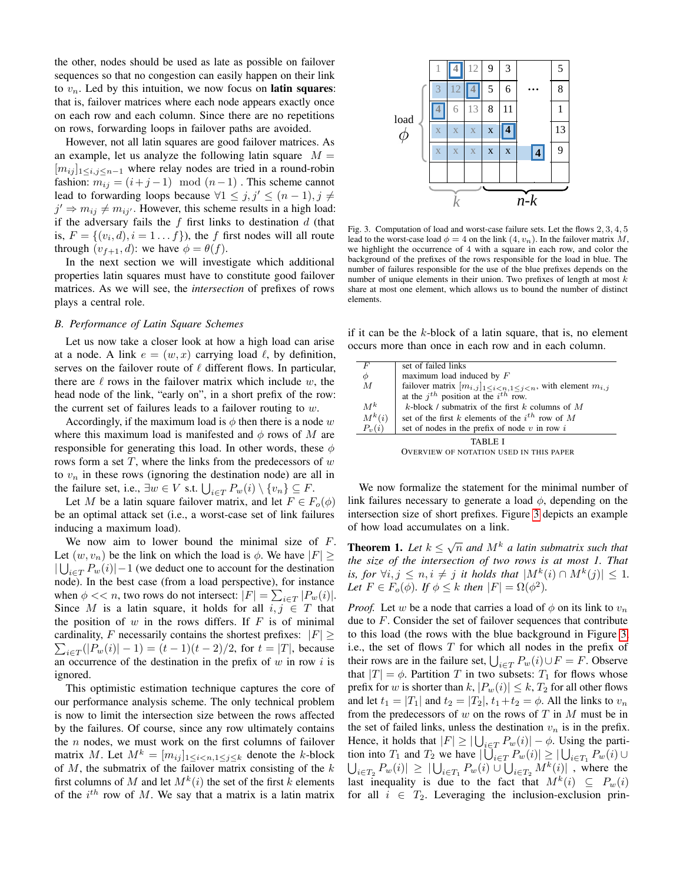the other, nodes should be used as late as possible on failover sequences so that no congestion can easily happen on their link to $v_n$. Led by this intuition, we now focus on **latin squares**: that is, failover matrices where each node appears exactly once on each row and column. Since there are no repetitions on rows, forwarding loops in failover paths are avoided.

However, not all latin squares are good failover matrices. As an example, let us analyze the following latin square $M = [m_{ij}]_{1 \le i,j \le n-1}$ where relay nodes are tried in a round-robin fashion: $m_{ij} = (i+j-1) \mod (n-1)$ . This scheme cannot lead to forwarding loops because $\forall 1 \le j, j' \le (n-1), j \ne j' \Rightarrow m_{ij} \ne m_{ij'}$. However, this scheme results in a high load: if the adversary fails the $f$ first links to destination $d$ (that is, $F = \{(v_i, d), i = 1 \dots f\}$), the $f$ first nodes will all route through $(v_{f+1}, d)$: we have $\phi = \theta(f)$.

In the next section we will investigate which additional properties latin squares must have to constitute good failover matrices. As we will see, the *intersection* of prefixes of rows plays a central role.

### B. Performance of Latin Square Schemes

Let us now take a closer look at how a high load can arise at a node. A link $e = (w, x)$ carrying load $\ell$, by definition, serves on the failover route of $\ell$ different flows. In particular, there are $\ell$ rows in the failover matrix which include $w$, the head node of the link, "early on", in a short prefix of the row: the current set of failures leads to a failover routing to $w$.

Accordingly, if the maximum load is $\phi$ then there is a node $w$ where this maximum load is manifested and $\phi$ rows of $M$ are responsible for generating this load. In other words, these $\phi$ rows form a set $T$, where the links from the predecessors of $w$ to $v_n$ in these rows (ignoring the destination node) are all in the failure set, i.e., $\exists w \in V$ s.t. $\bigcup_{i \in T} P_w(i) \setminus \{v_n\} \subseteq F$.

Let $M$ be a latin square failover matrix, and let $F \in F_o(\phi)$ be an optimal attack set (i.e., a worst-case set of link failures inducing a maximum load).

We now aim to lower bound the minimal size of $F$. Let $(w, v_n)$ be the link on which the load is $\phi$. We have $|F| \ge |\bigcup_{i \in T} P_w(i)| - 1$ (we deduct one to account for the destination node). In the best case (from a load perspective), for instance when $\phi << n$, two rows do not intersect: $|F| = \sum_{i \in T} |P_w(i)|$. Since $M$ is a latin square, it holds for all $i, j \in T$ that the position of $w$ in the rows differs. If $F$ is of minimal cardinality, $F$ necessarily contains the shortest prefixes: $|F| \ge \sum_{i \in T}(|P_w(i)| - 1) = (t-1)(t-2)/2$, for $t = |T|$, because an occurrence of the destination in the prefix of $w$ in row $i$ is ignored.

This optimistic estimation technique captures the core of our performance analysis scheme. The only technical problem is now to limit the intersection size between the rows affected by the failures. Of course, since any row ultimately contains the $n$ nodes, we must work on the first columns of failover matrix $M$. Let $M^k = [m_{ij}]_{1 \le i < n, 1 \le j \le k}$ denote the $k$-block of $M$, the submatrix of the failover matrix consisting of the $k$ first columns of $M$ and let $M^k(i)$ the set of the first $k$ elements of the $i^{th}$ row of $M$. We say that a matrix is a latin matrix if it can be the $k$-block of a latin square, that is, no element occurs more than once in each row and in each column.

Fig. 3. Computation of load and worst-case failure sets. Let the flows 2, 3, 4, 5 lead to the worst-case load $\phi = 4$ on the link $(4, v_n)$. In the failover matrix $M$, we highlight the occurrence of 4 with a square in each row, and color the background of the prefixes of the rows responsible for the load in blue. The number of failures responsible for the use of the blue prefixes depends on the number of unique elements in their union. Two prefixes of length at most $k$ share at most one element, which allows us to bound the number of distinct elements.

| | |
|---|---|
| $F$ | set of failed links |
| $\phi$ | maximum load induced by $F$ |
| $M$ | failover matrix $[m_{i,j}]_{1 \le i < n, 1 \le j < n}$, with element $m_{i,j}$ at the $j^{th}$ position at the $i^{th}$ row. |
| $M^k$ | $k$-block / submatrix of the first $k$ columns of $M$ |
| $M^k(i)$ | set of the first $k$ elements of the $i^{th}$ row of $M$ |
| $P_v(i)$ | set of nodes in the prefix of node $v$ in row $i$ |

TABLE I
OVERVIEW OF NOTATION USED IN THIS PAPER

We now formalize the statement for the minimal number of link failures necessary to generate a load $\phi$, depending on the intersection size of short prefixes. Figure 3 depicts an example of how load accumulates on a link.

**Theorem 1.** *Let $k \le \sqrt{n}$ and $M^k$ a latin submatrix such that the size of the intersection of two rows is at most 1. That is, for $\forall i, j \le n, i \ne j$ it holds that $|M^k(i) \cap M^k(j)| \le 1$. Let $F \in F_o(\phi)$. If $\phi \le k$ then $|F| = \Omega(\phi^2)$.*

*Proof.* Let $w$ be a node that carries a load of $\phi$ on its link to $v_n$ due to $F$. Consider the set of failover sequences that contribute to this load (the rows with the blue background in Figure 3), i.e., the set of flows $T$ for which all nodes in the prefix of their rows are in the failure set, $\bigcup_{i \in T} P_w(i) \cup F = F$. Observe that $|T| = \phi$. Partition $T$ in two subsets: $T_1$ for flows whose prefix for $w$ is shorter than $k$, $|P_w(i)| \le k$, $T_2$ for all other flows and let $t_1 = |T_1|$ and $t_2 = |T_2|$, $t_1 + t_2 = \phi$. All the links to $v_n$ from the predecessors of $w$ on the rows of $T$ in $M$ must be in the set of failed links, unless the destination $v_n$ is in the prefix. Hence, it holds that $|F| \ge |\bigcup_{i \in T} P_w(i)| - \phi$. Using the partition into $T_1$ and $T_2$ we have $|\bigcup_{i \in T} P_w(i)| \ge |\bigcup_{i \in T_1} P_w(i) \cup \bigcup_{i \in T_2} P_w(i)| \ge |\bigcup_{i \in T_1} P_w(i) \cup \bigcup_{i \in T_2} M^k(i)|$ , where the last inequality is due to the fact that $M^k(i) \subseteq P_w(i)$ for all $i \in T_2$. Leveraging the inclusion-exclusion prin-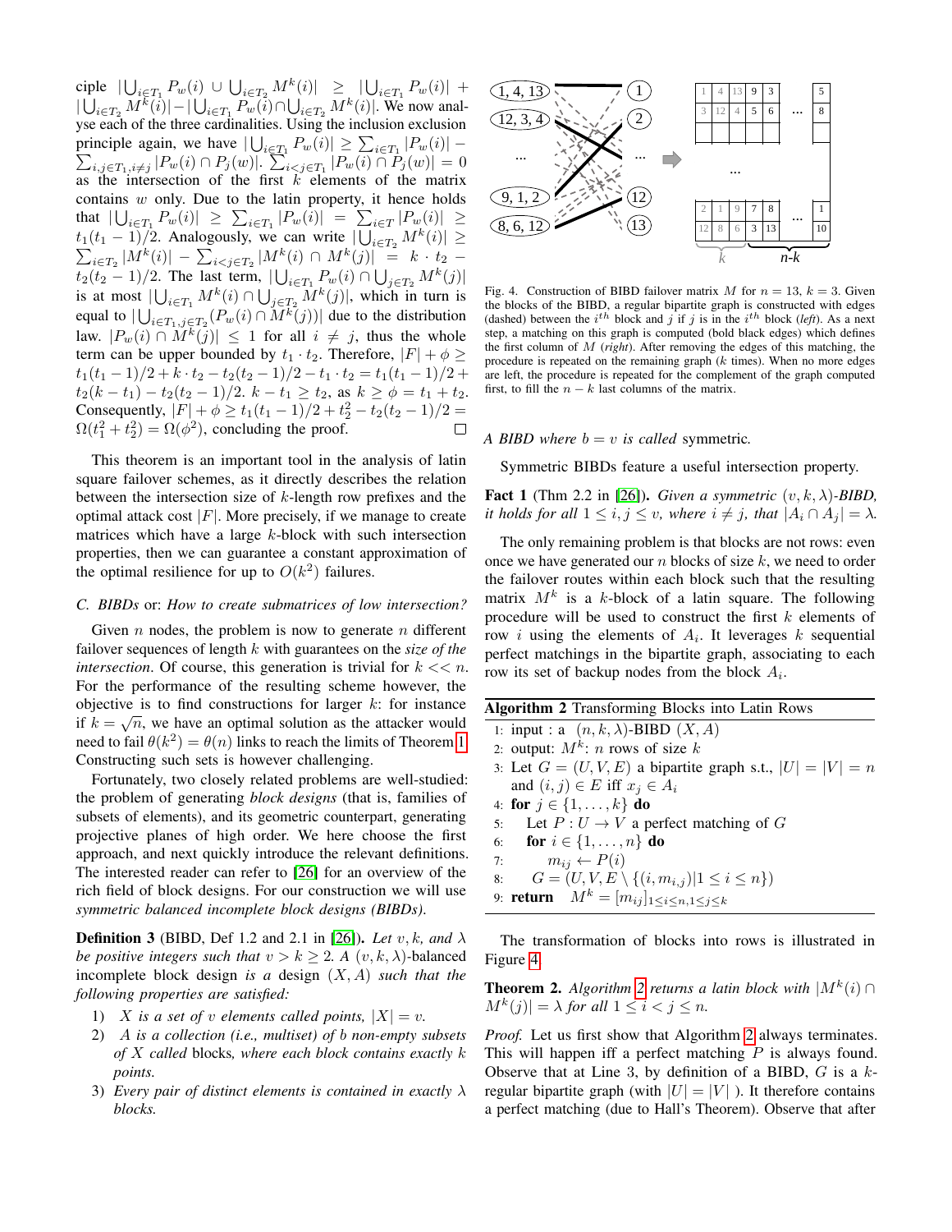ciple $|\bigcup_{i\in T_1} P_w(i) \cup \bigcup_{i\in T_2} M^k(i)| \geq |\bigcup_{i\in T_1} P_w(i)| + |\bigcup_{i\in T_2} M^k(i)| - |\bigcup_{i\in T_1} P_w(i) \cap \bigcup_{i\in T_2} M^k(i)|$. We now analyse each of the three cardinalities. Using the inclusion exclusion principle again, we have $|\bigcup_{i\in T_1} P_w(i)| \geq \sum_{i\in T_1} |P_w(i)| - \sum_{i,j\in T_1, i\neq j} |P_w(i) \cap P_j(w)|$. $\sum_{i<j\in T_1} |P_w(i) \cap P_j(w)| = 0$ as the intersection of the first $k$ elements of the matrix contains $w$ only. Due to the latin property, it hence holds that $|\bigcup_{i\in T_1} P_w(i)| \geq \sum_{i\in T_1} |P_w(i)| = \sum_{i\in T} |P_w(i)| \geq t_1(t_1-1)/2$. Analogously, we can write $|\bigcup_{i\in T_2} M^k(i)| \geq \sum_{i\in T_2} |M^k(i)| - \sum_{i<j\in T_2} |M^k(i) \cap M^k(j)| = k \cdot t_2 - t_2(t_2-1)/2$. The last term, $|\bigcup_{i\in T_1} P_w(i) \cap \bigcup_{j\in T_2} M^k(j)|$ is at most $|\bigcup_{i\in T_1} M^k(i) \cap \bigcup_{j\in T_2} M^k(j)|$, which in turn is equal to $|\bigcup_{i\in T_1, j\in T_2} (P_w(i) \cap M^k(j))|$ due to the distribution law. $|P_w(i) \cap M^k(j)| \leq 1$ for all $i \neq j$, thus the whole term can be upper bounded by $t_1 \cdot t_2$. Therefore, $|F| + \phi \geq t_1(t_1-1)/2 + k \cdot t_2 - t_2(t_2-1)/2 - t_1 \cdot t_2 = t_1(t_1-1)/2 + t_2(k-t_1) - t_2(t_2-1)/2$. $k - t_1 \geq t_2$, as $k \geq \phi = t_1 + t_2$. Consequently, $|F| + \phi \geq t_1(t_1-1)/2 + t_2^2 - t_2(t_2-1)/2 = \Omega(t_1^2 + t_2^2) = \Omega(\phi^2)$, concluding the proof. □

This theorem is an important tool in the analysis of latin square failover schemes, as it directly describes the relation between the intersection size of $k$-length row prefixes and the optimal attack cost $|F|$. More precisely, if we manage to create matrices which have a large $k$-block with such intersection properties, then we can guarantee a constant approximation of the optimal resilience for up to $O(k^2)$ failures.

### C. BIBDs or: *How to create submatrices of low intersection?*

Given $n$ nodes, the problem is now to generate $n$ different failover sequences of length $k$ with guarantees on the *size of the intersection*. Of course, this generation is trivial for $k << n$. For the performance of the resulting scheme however, the objective is to find constructions for larger $k$: for instance if $k = \sqrt{n}$, we have an optimal solution as the attacker would need to fail $\theta(k^2) = \theta(n)$ links to reach the limits of Theorem 1. Constructing such sets is however challenging.

Fortunately, two closely related problems are well-studied: the problem of generating *block designs* (that is, families of subsets of elements), and its geometric counterpart, generating projective planes of high order. We here choose the first approach, and next quickly introduce the relevant definitions. The interested reader can refer to [26] for an overview of the rich field of block designs. For our construction we will use *symmetric balanced incomplete block designs (BIBDs)*.

**Definition 3** (BIBD, Def 1.2 and 2.1 in [26]). *Let $v, k,$ and $\lambda$ be positive integers such that $v > k \geq 2$. A $(v, k, \lambda)$-balanced incomplete block design is a design $(X, A)$ such that the following properties are satisfied:*

1) *$X$ is a set of $v$ elements called points, $|X| = v$.*
2) *$A$ is a collection (i.e., multiset) of $b$ non-empty subsets of $X$ called blocks, where each block contains exactly $k$ points.*
3) *Every pair of distinct elements is contained in exactly $\lambda$ blocks.*

Fig. 4. Construction of BIBD failover matrix $M$ for $n = 13$, $k = 3$. Given the blocks of the BIBD, a regular bipartite graph is constructed with edges (dashed) between the $i^{th}$ block and $j$ if $j$ is in the $i^{th}$ block (*left*). As a next step, a matching on this graph is computed (bold black edges) which defines the first column of $M$ (*right*). After removing the edges of this matching, the procedure is repeated on the remaining graph ($k$ times). When no more edges are left, the procedure is repeated for the complement of the graph computed first, to fill the $n-k$ last columns of the matrix.

*A BIBD where $b = v$ is called* symmetric.

Symmetric BIBDs feature a useful intersection property.

**Fact 1** (Thm 2.2 in [26]). *Given a symmetric $(v, k, \lambda)$-BIBD, it holds for all $1 \leq i, j \leq v$, where $i \neq j$, that $|A_i \cap A_j| = \lambda$.*

The only remaining problem is that blocks are not rows: even once we have generated our $n$ blocks of size $k$, we need to order the failover routes within each block such that the resulting matrix $M^k$ is a $k$-block of a latin square. The following procedure will be used to construct the first $k$ elements of row $i$ using the elements of $A_i$. It leverages $k$ sequential perfect matchings in the bipartite graph, associating to each row its set of backup nodes from the block $A_i$.

**Algorithm 2** Transforming Blocks into Latin Rows

```
1: input : a (n, k, λ)-BIBD (X, A)
2: output: M^k: n rows of size k
3: Let G = (U, V, E) a bipartite graph s.t., |U| = |V| = n
   and (i, j) ∈ E iff x_j ∈ A_i
4: for j ∈ {1, ..., k} do
5:    Let P : U → V a perfect matching of G
6:    for i ∈ {1, ..., n} do
7:       m_ij ← P(i)
8:    G = (U, V, E \ {(i, m_ij) | 1 ≤ i ≤ n})
9: return  M^k = [m_ij]_{1≤i≤n, 1≤j≤k}
```

The transformation of blocks into rows is illustrated in Figure 4.

**Theorem 2.** *Algorithm 2 returns a latin block with $|M^k(i) \cap M^k(j)| = \lambda$ for all $1 \leq i < j \leq n$.*

*Proof.* Let us first show that Algorithm 2 always terminates. This will happen iff a perfect matching $P$ is always found. Observe that at Line 3, by definition of a BIBD, $G$ is a $k$-regular bipartite graph (with $|U| = |V|$ ). It therefore contains a perfect matching (due to Hall's Theorem). Observe that after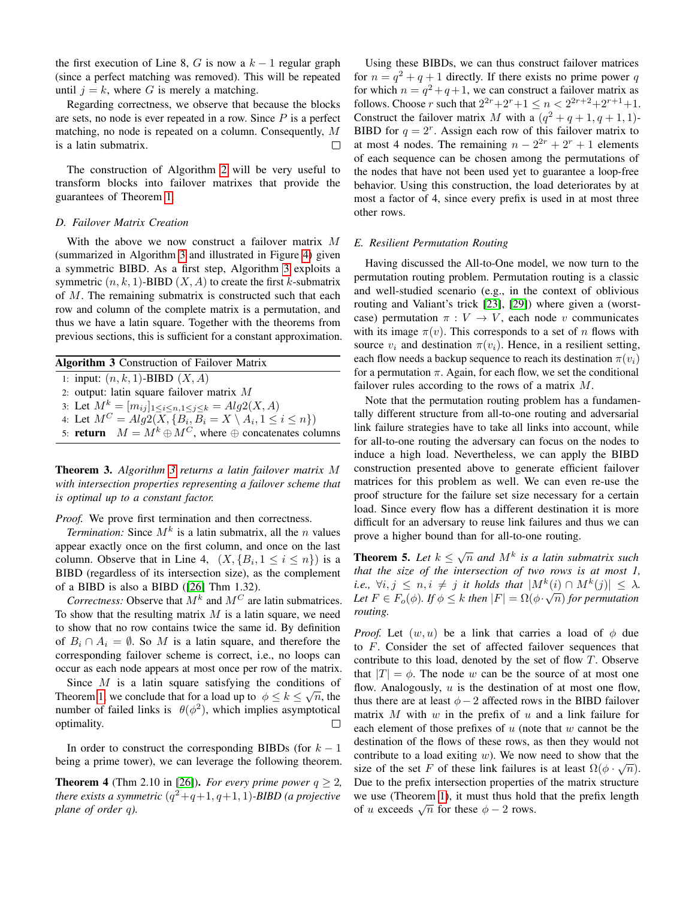the first execution of Line 8, $G$ is now a $k-1$ regular graph (since a perfect matching was removed). This will be repeated until $j = k$, where $G$ is merely a matching.

Regarding correctness, we observe that because the blocks are sets, no node is ever repeated in a row. Since $P$ is a perfect matching, no node is repeated on a column. Consequently, $M$ is a latin submatrix. □

The construction of Algorithm 2 will be very useful to transform blocks into failover matrixes that provide the guarantees of Theorem 1.

### D. Failover Matrix Creation

With the above we now construct a failover matrix $M$ (summarized in Algorithm 3 and illustrated in Figure 4) given a symmetric BIBD. As a first step, Algorithm 3 exploits a symmetric $(n, k, 1)$-BIBD $(X, A)$ to create the first $k$-submatrix of $M$. The remaining submatrix is constructed such that each row and column of the complete matrix is a permutation, and thus we have a latin square. Together with the theorems from previous sections, this is sufficient for a constant approximation.

**Algorithm 3** Construction of Failover Matrix

1: input: $(n, k, 1)$-BIBD $(X, A)$
2: output: latin square failover matrix $M$
3: Let $M^k = [m_{ij}]_{1 \le i \le n, 1 \le j \le k} = Alg2(X, A)$
4: Let $M^C = Alg2(X, \{B_i, B_i = X \setminus A_i, 1 \le i \le n\})$
5: **return** $M = M^k \oplus M^C$, where $\oplus$ concatenates columns

**Theorem 3.** *Algorithm 3 returns a latin failover matrix $M$ with intersection properties representing a failover scheme that is optimal up to a constant factor.*

*Proof.* We prove first termination and then correctness.

*Termination:* Since $M^k$ is a latin submatrix, all the $n$ values appear exactly once on the first column, and once on the last column. Observe that in Line 4, $(X, \{B_i, 1 \le i \le n\})$ is a BIBD (regardless of its intersection size), as the complement of a BIBD is also a BIBD ([26] Thm 1.32).

*Correctness:* Observe that $M^k$ and $M^C$ are latin submatrices. To show that the resulting matrix $M$ is a latin square, we need to show that no row contains twice the same id. By definition of $B_i \cap A_i = \emptyset$. So $M$ is a latin square, and therefore the corresponding failover scheme is correct, i.e., no loops can occur as each node appears at most once per row of the matrix.

Since $M$ is a latin square satisfying the conditions of Theorem 1, we conclude that for a load up to $\phi \le k \le \sqrt{n}$, the number of failed links is $\theta(\phi^2)$, which implies asymptotical optimality. □

In order to construct the corresponding BIBDs (for $k-1$ being a prime tower), we can leverage the following theorem.

**Theorem 4** (Thm 2.10 in [26])**.** *For every prime power $q \ge 2$, there exists a symmetric $(q^2+q+1, q+1, 1)$-BIBD (a projective plane of order $q$).*

Using these BIBDs, we can thus construct failover matrices for $n = q^2 + q + 1$ directly. If there exists no prime power $q$ for which $n = q^2 + q + 1$, we can construct a failover matrix as follows. Choose $r$ such that $2^{2r} + 2^r + 1 \le n < 2^{2r+2} + 2^{r+1} + 1$. Construct the failover matrix $M$ with a $(q^2 + q + 1, q + 1, 1)$-BIBD for $q = 2^r$. Assign each row of this failover matrix to at most 4 nodes. The remaining $n - 2^{2r} + 2^r + 1$ elements of each sequence can be chosen among the permutations of the nodes that have not been used yet to guarantee a loop-free behavior. Using this construction, the load deteriorates by at most a factor of 4, since every prefix is used in at most three other rows.

### E. Resilient Permutation Routing

Having discussed the All-to-One model, we now turn to the permutation routing problem. Permutation routing is a classic and well-studied scenario (e.g., in the context of oblivious routing and Valiant's trick [23], [29]) where given a (worst-case) permutation $\pi : V \to V$, each node $v$ communicates with its image $\pi(v)$. This corresponds to a set of $n$ flows with source $v_i$ and destination $\pi(v_i)$. Hence, in a resilient setting, each flow needs a backup sequence to reach its destination $\pi(v_i)$ for a permutation $\pi$. Again, for each flow, we set the conditional failover rules according to the rows of a matrix $M$.

Note that the permutation routing problem has a fundamentally different structure from all-to-one routing and adversarial link failure strategies have to take all links into account, while for all-to-one routing the adversary can focus on the nodes to induce a high load. Nevertheless, we can apply the BIBD construction presented above to generate efficient failover matrices for this problem as well. We can even re-use the proof structure for the failure set size necessary for a certain load. Since every flow has a different destination it is more difficult for an adversary to reuse link failures and thus we can prove a higher bound than for all-to-one routing.

**Theorem 5.** *Let $k \le \sqrt{n}$ and $M^k$ is a latin submatrix such that the size of the intersection of two rows is at most 1, i.e., $\forall i, j \le n, i \ne j$ it holds that $|M^k(i) \cap M^k(j)| \le \lambda$. Let $F \in F_o(\phi)$. If $\phi \le k$ then $|F| = \Omega(\phi \cdot \sqrt{n})$ for permutation routing.*

*Proof.* Let $(w, u)$ be a link that carries a load of $\phi$ due to $F$. Consider the set of affected failover sequences that contribute to this load, denoted by the set of flow $T$. Observe that $|T| = \phi$. The node $w$ can be the source of at most one flow. Analogously, $u$ is the destination of at most one flow, thus there are at least $\phi - 2$ affected rows in the BIBD failover matrix $M$ with $w$ in the prefix of $u$ and a link failure for each element of those prefixes of $u$ (note that $w$ cannot be the destination of the flows of these rows, as then they would not contribute to a load exiting $w$). We now need to show that the size of the set $F$ of these link failures is at least $\Omega(\phi \cdot \sqrt{n})$. Due to the prefix intersection properties of the matrix structure we use (Theorem 1), it must thus hold that the prefix length of $u$ exceeds $\sqrt{n}$ for these $\phi - 2$ rows.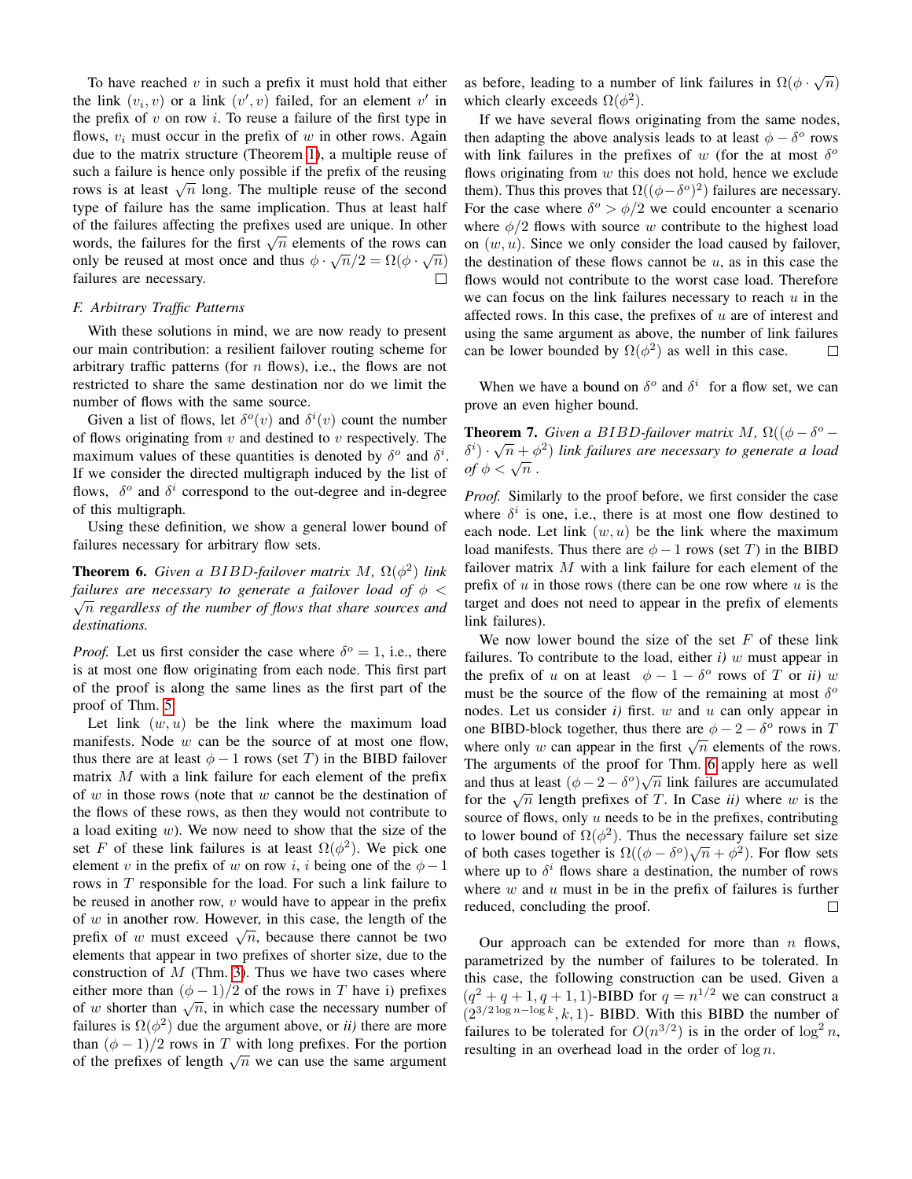To have reached $v$ in such a prefix it must hold that either the link $(v_i, v)$ or a link $(v', v)$ failed, for an element $v'$ in the prefix of $v$ on row $i$. To reuse a failure of the first type in flows, $v_i$ must occur in the prefix of $w$ in other rows. Again due to the matrix structure (Theorem 1), a multiple reuse of such a failure is hence only possible if the prefix of the reusing rows is at least $\sqrt{n}$ long. The multiple reuse of the second type of failure has the same implication. Thus at least half of the failures affecting the prefixes used are unique. In other words, the failures for the first $\sqrt{n}$ elements of the rows can only be reused at most once and thus $\phi \cdot \sqrt{n}/2 = \Omega(\phi \cdot \sqrt{n})$ failures are necessary. □

### F. Arbitrary Traffic Patterns

With these solutions in mind, we are now ready to present our main contribution: a resilient failover routing scheme for arbitrary traffic patterns (for $n$ flows), i.e., the flows are not restricted to share the same destination nor do we limit the number of flows with the same source.

Given a list of flows, let $\delta^o(v)$ and $\delta^i(v)$ count the number of flows originating from $v$ and destined to $v$ respectively. The maximum values of these quantities is denoted by $\delta^o$ and $\delta^i$. If we consider the directed multigraph induced by the list of flows, $\delta^o$ and $\delta^i$ correspond to the out-degree and in-degree of this multigraph.

Using these definition, we show a general lower bound of failures necessary for arbitrary flow sets.

**Theorem 6.** *Given a $BIBD$-failover matrix $M$, $\Omega(\phi^2)$ link failures are necessary to generate a failover load of $\phi < \sqrt{n}$ regardless of the number of flows that share sources and destinations.*

*Proof.* Let us first consider the case where $\delta^o = 1$, i.e., there is at most one flow originating from each node. This first part of the proof is along the same lines as the first part of the proof of Thm. 5.

Let link $(w, u)$ be the link where the maximum load manifests. Node $w$ can be the source of at most one flow, thus there are at least $\phi - 1$ rows (set $T$) in the BIBD failover matrix $M$ with a link failure for each element of the prefix of $w$ in those rows (note that $w$ cannot be the destination of the flows of these rows, as then they would not contribute to a load exiting $w$). We now need to show that the size of the set $F$ of these link failures is at least $\Omega(\phi^2)$. We pick one element $v$ in the prefix of $w$ on row $i$, $i$ being one of the $\phi - 1$ rows in $T$ responsible for the load. For such a link failure to be reused in another row, $v$ would have to appear in the prefix of $w$ in another row. However, in this case, the length of the prefix of $w$ must exceed $\sqrt{n}$, because there cannot be two elements that appear in two prefixes of shorter size, due to the construction of $M$ (Thm. 3). Thus we have two cases where either more than $(\phi - 1)/2$ of the rows in $T$ have i) prefixes of $w$ shorter than $\sqrt{n}$, in which case the necessary number of failures is $\Omega(\phi^2)$ due the argument above, or *ii)* there are more than $(\phi - 1)/2$ rows in $T$ with long prefixes. For the portion of the prefixes of length $\sqrt{n}$ we can use the same argument as before, leading to a number of link failures in $\Omega(\phi \cdot \sqrt{n})$ which clearly exceeds $\Omega(\phi^2)$.

If we have several flows originating from the same nodes, then adapting the above analysis leads to at least $\phi - \delta^o$ rows with link failures in the prefixes of $w$ (for the at most $\delta^o$ flows originating from $w$ this does not hold, hence we exclude them). Thus this proves that $\Omega((\phi - \delta^o)^2)$ failures are necessary. For the case where $\delta^o > \phi/2$ we could encounter a scenario where $\phi/2$ flows with source $w$ contribute to the highest load on $(w, u)$. Since we only consider the load caused by failover, the destination of these flows cannot be $u$, as in this case the flows would not contribute to the worst case load. Therefore we can focus on the link failures necessary to reach $u$ in the affected rows. In this case, the prefixes of $u$ are of interest and using the same argument as above, the number of link failures can be lower bounded by $\Omega(\phi^2)$ as well in this case. □

When we have a bound on $\delta^o$ and $\delta^i$ for a flow set, we can prove an even higher bound.

**Theorem 7.** *Given a $BIBD$-failover matrix $M$, $\Omega((\phi - \delta^o - \delta^i) \cdot \sqrt{n} + \phi^2)$ link failures are necessary to generate a load of $\phi < \sqrt{n}$ .*

*Proof.* Similarly to the proof before, we first consider the case where $\delta^i$ is one, i.e., there is at most one flow destined to each node. Let link $(w, u)$ be the link where the maximum load manifests. Thus there are $\phi - 1$ rows (set $T$) in the BIBD failover matrix $M$ with a link failure for each element of the prefix of $u$ in those rows (there can be one row where $u$ is the target and does not need to appear in the prefix of elements link failures).

We now lower bound the size of the set $F$ of these link failures. To contribute to the load, either *i)* $w$ must appear in the prefix of $u$ on at least $\phi - 1 - \delta^o$ rows of $T$ or *ii)* $w$ must be the source of the flow of the remaining at most $\delta^o$ nodes. Let us consider *i)* first. $w$ and $u$ can only appear in one BIBD-block together, thus there are $\phi - 2 - \delta^o$ rows in $T$ where only $w$ can appear in the first $\sqrt{n}$ elements of the rows. The arguments of the proof for Thm. 6 apply here as well and thus at least $(\phi - 2 - \delta^o)\sqrt{n}$ link failures are accumulated for the $\sqrt{n}$ length prefixes of $T$. In Case *ii)* where $w$ is the source of flows, only $u$ needs to be in the prefixes, contributing to lower bound of $\Omega(\phi^2)$. Thus the necessary failure set size of both cases together is $\Omega((\phi - \delta^o)\sqrt{n} + \phi^2)$. For flow sets where up to $\delta^i$ flows share a destination, the number of rows where $w$ and $u$ must in be in the prefix of failures is further reduced, concluding the proof. □

Our approach can be extended for more than $n$ flows, parametrized by the number of failures to be tolerated. In this case, the following construction can be used. Given a $(q^2 + q + 1, q + 1, 1)$-BIBD for $q = n^{1/2}$ we can construct a $(2^{3/2 \log n - \log k}, k, 1)$- BIBD. With this BIBD the number of failures to be tolerated for $O(n^{3/2})$ is in the order of $\log^2 n$, resulting in an overhead load in the order of $\log n$.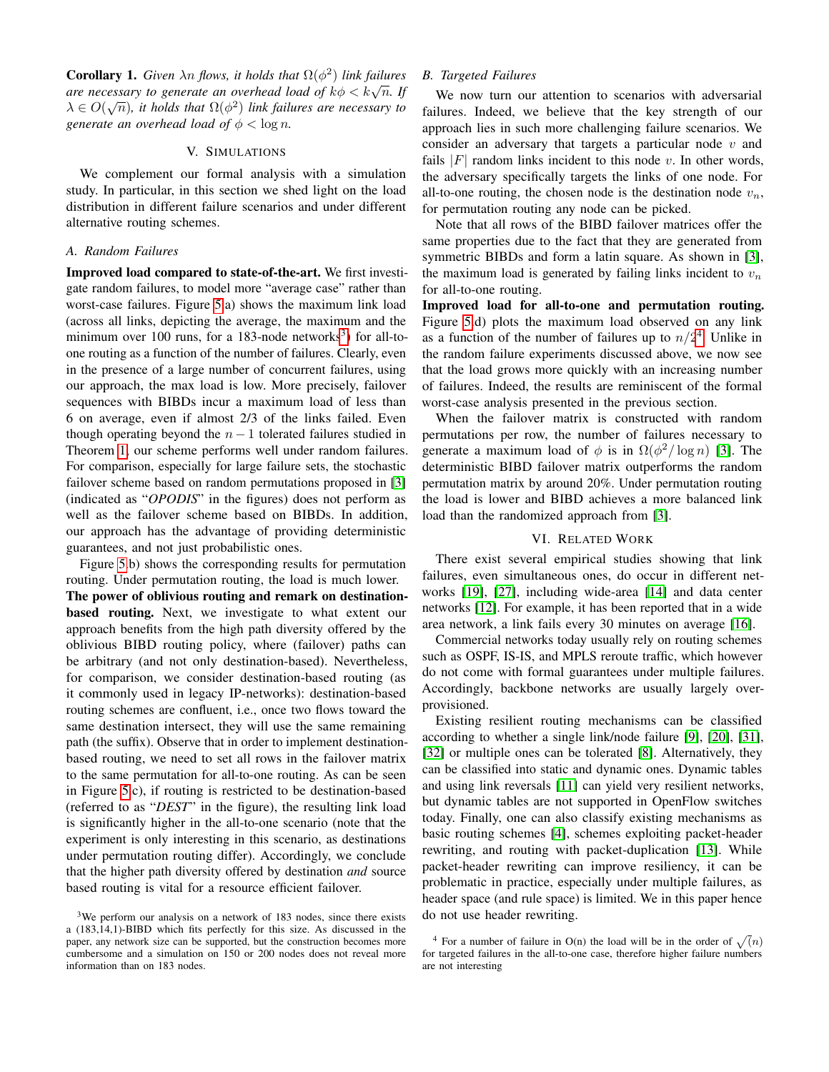**Corollary 1.** *Given $\lambda n$ flows, it holds that $\Omega(\phi^2)$ link failures are necessary to generate an overhead load of $k\phi < k\sqrt{n}$. If $\lambda \in O(\sqrt{n})$, it holds that $\Omega(\phi^2)$ link failures are necessary to generate an overhead load of $\phi < \log n$.*

## V. Simulations

We complement our formal analysis with a simulation study. In particular, in this section we shed light on the load distribution in different failure scenarios and under different alternative routing schemes.

### A. Random Failures

**Improved load compared to state-of-the-art.** We first investigate random failures, to model more "average case" rather than worst-case failures. Figure 5(a) shows the maximum link load (across all links, depicting the average, the maximum and the minimum over 100 runs, for a 183-node networks[3]) for all-to-one routing as a function of the number of failures. Clearly, even in the presence of a large number of concurrent failures, using our approach, the max load is low. More precisely, failover sequences with BIBDs incur a maximum load of less than 6 on average, even if almost 2/3 of the links failed. Even though operating beyond the $n-1$ tolerated failures studied in Theorem 1, our scheme performs well under random failures. For comparison, especially for large failure sets, the stochastic failover scheme based on random permutations proposed in [3] (indicated as "*OPODIS*" in the figures) does not perform as well as the failover scheme based on BIBDs. In addition, our approach has the advantage of providing deterministic guarantees, and not just probabilistic ones.

Figure 5(b) shows the corresponding results for permutation routing. Under permutation routing, the load is much lower.

**The power of oblivious routing and remark on destination-based routing.** Next, we investigate to what extent our approach benefits from the high path diversity offered by the oblivious BIBD routing policy, where (failover) paths can be arbitrary (and not only destination-based). Nevertheless, for comparison, we consider destination-based routing (as it commonly used in legacy IP-networks): destination-based routing schemes are confluent, i.e., once two flows toward the same destination intersect, they will use the same remaining path (the suffix). Observe that in order to implement destination-based routing, we need to set all rows in the failover matrix to the same permutation for all-to-one routing. As can be seen in Figure 5(c), if routing is restricted to be destination-based (referred to as "*DEST*" in the figure), the resulting link load is significantly higher in the all-to-one scenario (note that the experiment is only interesting in this scenario, as destinations under permutation routing differ). Accordingly, we conclude that the higher path diversity offered by destination *and* source based routing is vital for a resource efficient failover.

### B. Targeted Failures

We now turn our attention to scenarios with adversarial failures. Indeed, we believe that the key strength of our approach lies in such more challenging failure scenarios. We consider an adversary that targets a particular node $v$ and fails $|F|$ random links incident to this node $v$. In other words, the adversary specifically targets the links of one node. For all-to-one routing, the chosen node is the destination node $v_n$, for permutation routing any node can be picked.

Note that all rows of the BIBD failover matrices offer the same properties due to the fact that they are generated from symmetric BIBDs and form a latin square. As shown in [3], the maximum load is generated by failing links incident to $v_n$ for all-to-one routing.

**Improved load for all-to-one and permutation routing.** Figure 5(d) plots the maximum load observed on any link as a function of the number of failures up to $n/2$[4]. Unlike in the random failure experiments discussed above, we now see that the load grows more quickly with an increasing number of failures. Indeed, the results are reminiscent of the formal worst-case analysis presented in the previous section.

When the failover matrix is constructed with random permutations per row, the number of failures necessary to generate a maximum load of $\phi$ is in $\Omega(\phi^2/\log n)$ [3]. The deterministic BIBD failover matrix outperforms the random permutation matrix by around 20%. Under permutation routing the load is lower and BIBD achieves a more balanced link load than the randomized approach from [3].

## VI. Related Work

There exist several empirical studies showing that link failures, even simultaneous ones, do occur in different networks [19], [27], including wide-area [14] and data center networks [12]. For example, it has been reported that in a wide area network, a link fails every 30 minutes on average [16].

Commercial networks today usually rely on routing schemes such as OSPF, IS-IS, and MPLS reroute traffic, which however do not come with formal guarantees under multiple failures. Accordingly, backbone networks are usually largely over-provisioned.

Existing resilient routing mechanisms can be classified according to whether a single link/node failure [9], [20], [31], [32] or multiple ones can be tolerated [8]. Alternatively, they can be classified into static and dynamic ones. Dynamic tables and using link reversals [11] can yield very resilient networks, but dynamic tables are not supported in OpenFlow switches today. Finally, one can also classify existing mechanisms as basic routing schemes [4], schemes exploiting packet-header rewriting, and routing with packet-duplication [13]. While packet-header rewriting can improve resiliency, it can be problematic in practice, especially under multiple failures, as header space (and rule space) is limited. We in this paper hence do not use header rewriting.

[3]We perform our analysis on a network of 183 nodes, since there exists a (183,14,1)-BIBD which fits perfectly for this size. As discussed in the paper, any network size can be supported, but the construction becomes more cumbersome and a simulation on 150 or 200 nodes does not reveal more information than on 183 nodes.

[4] For a number of failure in O(n) the load will be in the order of $\sqrt(n)$ for targeted failures in the all-to-one case, therefore higher failure numbers are not interesting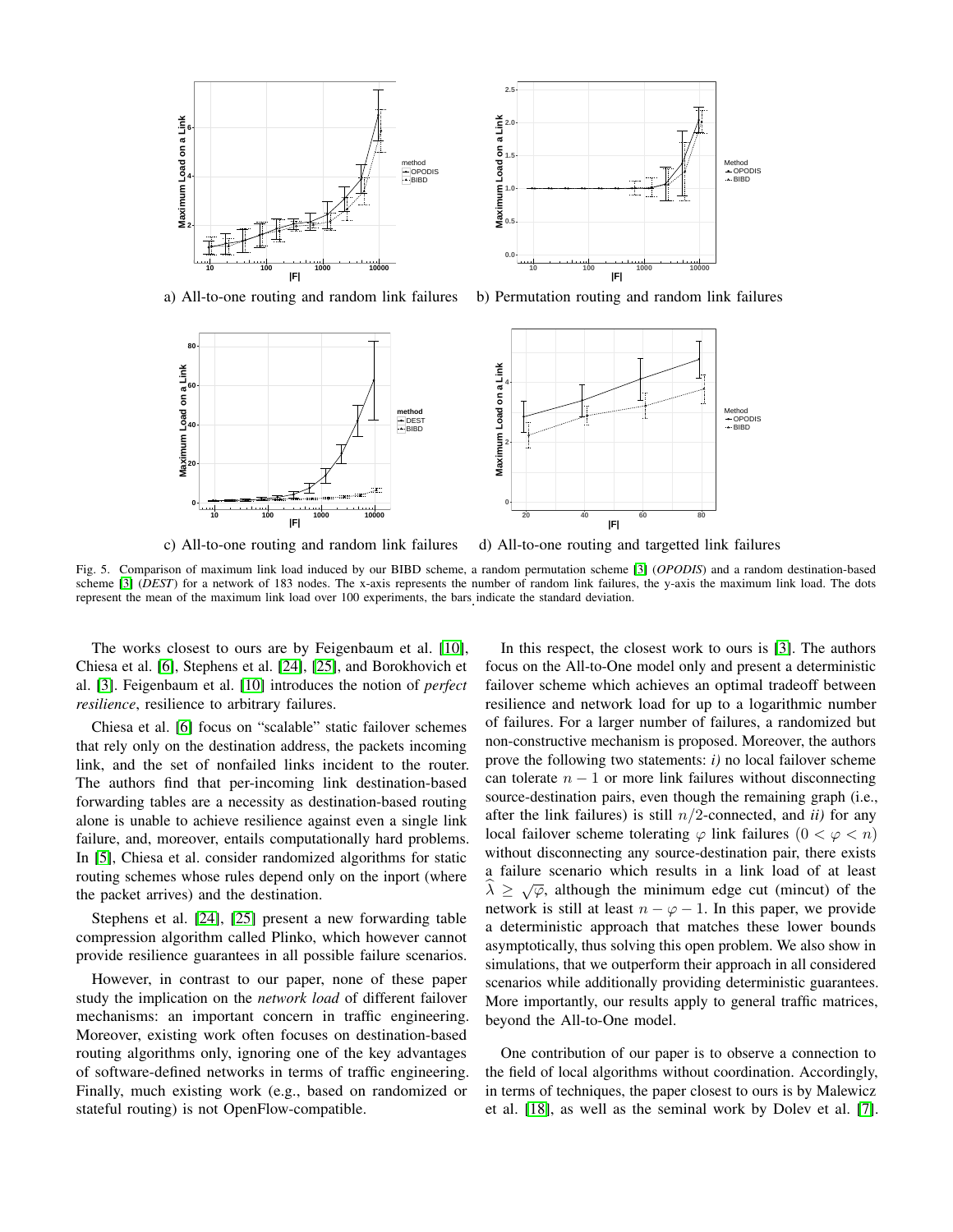a) All-to-one routing and random link failures

b) Permutation routing and random link failures

c) All-to-one routing and random link failures

d) All-to-one routing and targetted link failures

Fig. 5. Comparison of maximum link load induced by our BIBD scheme, a random permutation scheme [3] (*OPODIS*) and a random destination-based scheme [3] (*DEST*) for a network of 183 nodes. The x-axis represents the number of random link failures, the y-axis the maximum link load. The dots represent the mean of the maximum link load over 100 experiments, the bars indicate the standard deviation.

The works closest to ours are by Feigenbaum et al. [10], Chiesa et al. [6], Stephens et al. [24], [25], and Borokhovich et al. [3]. Feigenbaum et al. [10] introduces the notion of *perfect resilience*, resilience to arbitrary failures.

Chiesa et al. [6] focus on "scalable" static failover schemes that rely only on the destination address, the packets incoming link, and the set of nonfailed links incident to the router. The authors find that per-incoming link destination-based forwarding tables are a necessity as destination-based routing alone is unable to achieve resilience against even a single link failure, and, moreover, entails computationally hard problems. In [5], Chiesa et al. consider randomized algorithms for static routing schemes whose rules depend only on the inport (where the packet arrives) and the destination.

Stephens et al. [24], [25] present a new forwarding table compression algorithm called Plinko, which however cannot provide resilience guarantees in all possible failure scenarios.

However, in contrast to our paper, none of these paper study the implication on the *network load* of different failover mechanisms: an important concern in traffic engineering. Moreover, existing work often focuses on destination-based routing algorithms only, ignoring one of the key advantages of software-defined networks in terms of traffic engineering. Finally, much existing work (e.g., based on randomized or stateful routing) is not OpenFlow-compatible.

In this respect, the closest work to ours is [3]. The authors focus on the All-to-One model only and present a deterministic failover scheme which achieves an optimal tradeoff between resilience and network load for up to a logarithmic number of failures. For a larger number of failures, a randomized but non-constructive mechanism is proposed. Moreover, the authors prove the following two statements: *i)* no local failover scheme can tolerate $n-1$ or more link failures without disconnecting source-destination pairs, even though the remaining graph (i.e., after the link failures) is still $n/2$-connected, and *ii)* for any local failover scheme tolerating $\varphi$ link failures $(0 < \varphi < n)$ without disconnecting any source-destination pair, there exists a failure scenario which results in a link load of at least $\widehat{\lambda} \geq \sqrt{\varphi}$, although the minimum edge cut (mincut) of the network is still at least $n - \varphi - 1$. In this paper, we provide a deterministic approach that matches these lower bounds asymptotically, thus solving this open problem. We also show in simulations, that we outperform their approach in all considered scenarios while additionally providing deterministic guarantees. More importantly, our results apply to general traffic matrices, beyond the All-to-One model.

One contribution of our paper is to observe a connection to the field of local algorithms without coordination. Accordingly, in terms of techniques, the paper closest to ours is by Malewicz et al. [18], as well as the seminal work by Dolev et al. [7].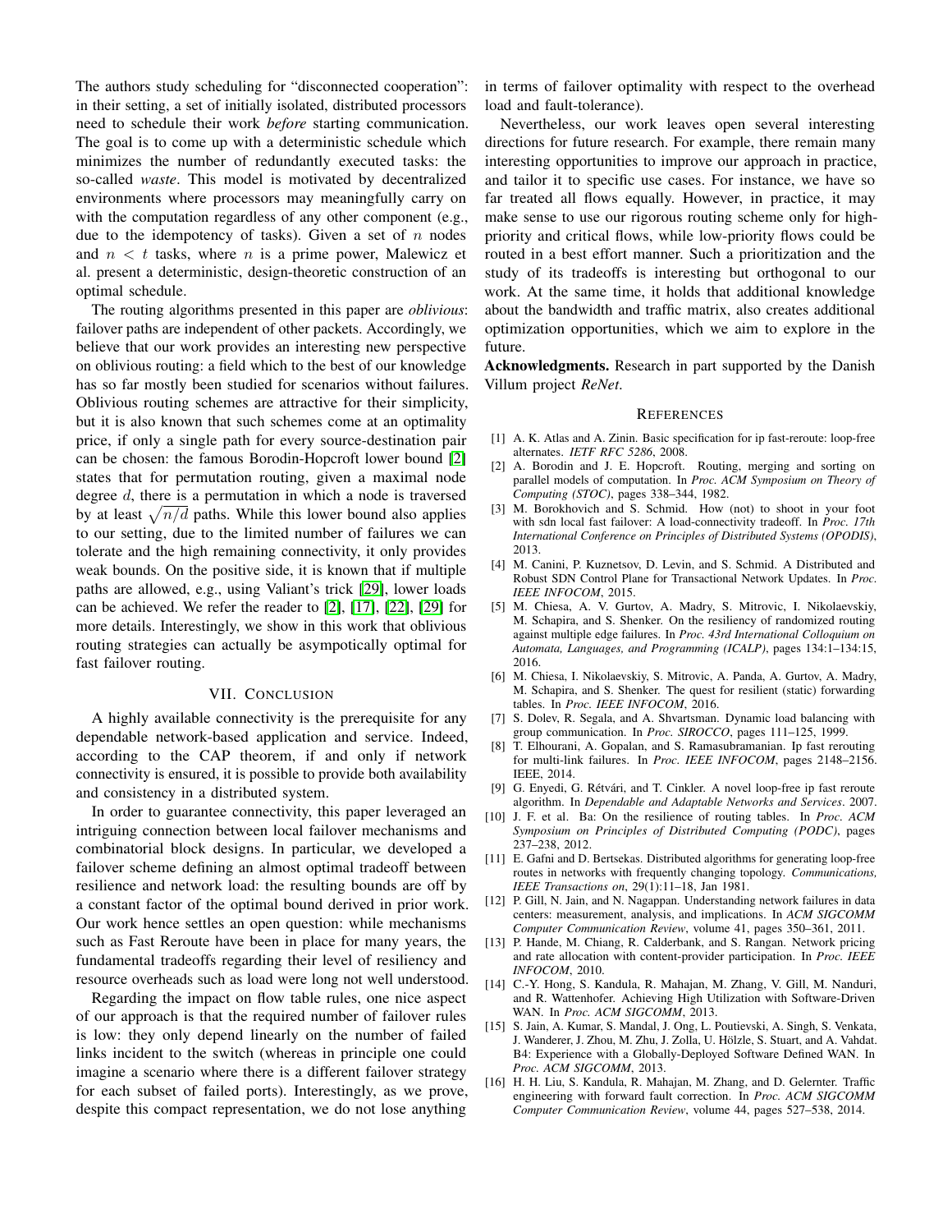The authors study scheduling for "disconnected cooperation": in their setting, a set of initially isolated, distributed processors need to schedule their work *before* starting communication. The goal is to come up with a deterministic schedule which minimizes the number of redundantly executed tasks: the so-called *waste*. This model is motivated by decentralized environments where processors may meaningfully carry on with the computation regardless of any other component (e.g., due to the idempotency of tasks). Given a set of $n$ nodes and $n < t$ tasks, where $n$ is a prime power, Malewicz et al. present a deterministic, design-theoretic construction of an optimal schedule.

The routing algorithms presented in this paper are *oblivious*: failover paths are independent of other packets. Accordingly, we believe that our work provides an interesting new perspective on oblivious routing: a field which to the best of our knowledge has so far mostly been studied for scenarios without failures. Oblivious routing schemes are attractive for their simplicity, but it is also known that such schemes come at an optimality price, if only a single path for every source-destination pair can be chosen: the famous Borodin-Hopcroft lower bound [2] states that for permutation routing, given a maximal node degree $d$, there is a permutation in which a node is traversed by at least $\sqrt{n/d}$ paths. While this lower bound also applies to our setting, due to the limited number of failures we can tolerate and the high remaining connectivity, it only provides weak bounds. On the positive side, it is known that if multiple paths are allowed, e.g., using Valiant's trick [29], lower loads can be achieved. We refer the reader to [2], [17], [22], [29] for more details. Interestingly, we show in this work that oblivious routing strategies can actually be asympotically optimal for fast failover routing.

## VII. Conclusion

A highly available connectivity is the prerequisite for any dependable network-based application and service. Indeed, according to the CAP theorem, if and only if network connectivity is ensured, it is possible to provide both availability and consistency in a distributed system.

In order to guarantee connectivity, this paper leveraged an intriguing connection between local failover mechanisms and combinatorial block designs. In particular, we developed a failover scheme defining an almost optimal tradeoff between resilience and network load: the resulting bounds are off by a constant factor of the optimal bound derived in prior work. Our work hence settles an open question: while mechanisms such as Fast Reroute have been in place for many years, the fundamental tradeoffs regarding their level of resiliency and resource overheads such as load were long not well understood.

Regarding the impact on flow table rules, one nice aspect of our approach is that the required number of failover rules is low: they only depend linearly on the number of failed links incident to the switch (whereas in principle one could imagine a scenario where there is a different failover strategy for each subset of failed ports). Interestingly, as we prove, despite this compact representation, we do not lose anything in terms of failover optimality with respect to the overhead load and fault-tolerance).

Nevertheless, our work leaves open several interesting directions for future research. For example, there remain many interesting opportunities to improve our approach in practice, and tailor it to specific use cases. For instance, we have so far treated all flows equally. However, in practice, it may make sense to use our rigorous routing scheme only for high-priority and critical flows, while low-priority flows could be routed in a best effort manner. Such a prioritization and the study of its tradeoffs is interesting but orthogonal to our work. At the same time, it holds that additional knowledge about the bandwidth and traffic matrix, also creates additional optimization opportunities, which we aim to explore in the future.

**Acknowledgments.** Research in part supported by the Danish Villum project *ReNet*.

## References

[1] A. K. Atlas and A. Zinin. Basic specification for ip fast-reroute: loop-free alternates. *IETF RFC 5286*, 2008.

[2] A. Borodin and J. E. Hopcroft. Routing, merging and sorting on parallel models of computation. In *Proc. ACM Symposium on Theory of Computing (STOC)*, pages 338–344, 1982.

[3] M. Borokhovich and S. Schmid. How (not) to shoot in your foot with sdn local fast failover: A load-connectivity tradeoff. In *Proc. 17th International Conference on Principles of Distributed Systems (OPODIS)*, 2013.

[4] M. Canini, P. Kuznetsov, D. Levin, and S. Schmid. A Distributed and Robust SDN Control Plane for Transactional Network Updates. In *Proc. IEEE INFOCOM*, 2015.

[5] M. Chiesa, A. V. Gurtov, A. Madry, S. Mitrovic, I. Nikolaevskiy, M. Schapira, and S. Shenker. On the resiliency of randomized routing against multiple edge failures. In *Proc. 43rd International Colloquium on Automata, Languages, and Programming (ICALP)*, pages 134:1–134:15, 2016.

[6] M. Chiesa, I. Nikolaevskiy, S. Mitrovic, A. Panda, A. Gurtov, A. Madry, M. Schapira, and S. Shenker. The quest for resilient (static) forwarding tables. In *Proc. IEEE INFOCOM*, 2016.

[7] S. Dolev, R. Segala, and A. Shvartsman. Dynamic load balancing with group communication. In *Proc. SIROCCO*, pages 111–125, 1999.

[8] T. Elhourani, A. Gopalan, and S. Ramasubramanian. Ip fast rerouting for multi-link failures. In *Proc. IEEE INFOCOM*, pages 2148–2156. IEEE, 2014.

[9] G. Enyedi, G. Rétvári, and T. Cinkler. A novel loop-free ip fast reroute algorithm. In *Dependable and Adaptable Networks and Services*. 2007.

[10] J. F. et al. Ba: On the resilience of routing tables. In *Proc. ACM Symposium on Principles of Distributed Computing (PODC)*, pages 237–238, 2012.

[11] E. Gafni and D. Bertsekas. Distributed algorithms for generating loop-free routes in networks with frequently changing topology. *Communications, IEEE Transactions on*, 29(1):11–18, Jan 1981.

[12] P. Gill, N. Jain, and N. Nagappan. Understanding network failures in data centers: measurement, analysis, and implications. In *ACM SIGCOMM Computer Communication Review*, volume 41, pages 350–361, 2011.

[13] P. Hande, M. Chiang, R. Calderbank, and S. Rangan. Network pricing and rate allocation with content-provider participation. In *Proc. IEEE INFOCOM*, 2010.

[14] C.-Y. Hong, S. Kandula, R. Mahajan, M. Zhang, V. Gill, M. Nanduri, and R. Wattenhofer. Achieving High Utilization with Software-Driven WAN. In *Proc. ACM SIGCOMM*, 2013.

[15] S. Jain, A. Kumar, S. Mandal, J. Ong, L. Poutievski, A. Singh, S. Venkata, J. Wanderer, J. Zhou, M. Zhu, J. Zolla, U. Hölzle, S. Stuart, and A. Vahdat. B4: Experience with a Globally-Deployed Software Defined WAN. In *Proc. ACM SIGCOMM*, 2013.

[16] H. H. Liu, S. Kandula, R. Mahajan, M. Zhang, and D. Gelernter. Traffic engineering with forward fault correction. In *Proc. ACM SIGCOMM Computer Communication Review*, volume 44, pages 527–538, 2014.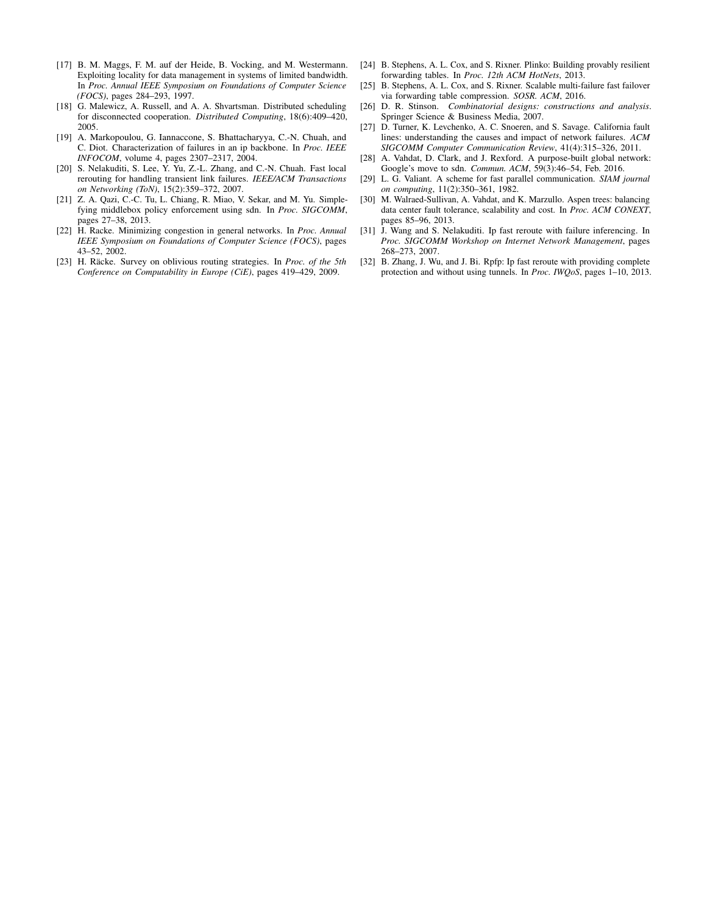[17] B. M. Maggs, F. M. auf der Heide, B. Vocking, and M. Westermann. Exploiting locality for data management in systems of limited bandwidth. In *Proc. Annual IEEE Symposium on Foundations of Computer Science (FOCS)*, pages 284–293, 1997.

[18] G. Malewicz, A. Russell, and A. A. Shvartsman. Distributed scheduling for disconnected cooperation. *Distributed Computing*, 18(6):409–420, 2005.

[19] A. Markopoulou, G. Iannaccone, S. Bhattacharyya, C.-N. Chuah, and C. Diot. Characterization of failures in an ip backbone. In *Proc. IEEE INFOCOM*, volume 4, pages 2307–2317, 2004.

[20] S. Nelakuditi, S. Lee, Y. Yu, Z.-L. Zhang, and C.-N. Chuah. Fast local rerouting for handling transient link failures. *IEEE/ACM Transactions on Networking (ToN)*, 15(2):359–372, 2007.

[21] Z. A. Qazi, C.-C. Tu, L. Chiang, R. Miao, V. Sekar, and M. Yu. Simple-fying middlebox policy enforcement using sdn. In *Proc. SIGCOMM*, pages 27–38, 2013.

[22] H. Racke. Minimizing congestion in general networks. In *Proc. Annual IEEE Symposium on Foundations of Computer Science (FOCS)*, pages 43–52, 2002.

[23] H. Räcke. Survey on oblivious routing strategies. In *Proc. of the 5th Conference on Computability in Europe (CiE)*, pages 419–429, 2009.

[24] B. Stephens, A. L. Cox, and S. Rixner. Plinko: Building provably resilient forwarding tables. In *Proc. 12th ACM HotNets*, 2013.

[25] B. Stephens, A. L. Cox, and S. Rixner. Scalable multi-failure fast failover via forwarding table compression. *SOSR. ACM*, 2016.

[26] D. R. Stinson. *Combinatorial designs: constructions and analysis*. Springer Science & Business Media, 2007.

[27] D. Turner, K. Levchenko, A. C. Snoeren, and S. Savage. California fault lines: understanding the causes and impact of network failures. *ACM SIGCOMM Computer Communication Review*, 41(4):315–326, 2011.

[28] A. Vahdat, D. Clark, and J. Rexford. A purpose-built global network: Google's move to sdn. *Commun. ACM*, 59(3):46–54, Feb. 2016.

[29] L. G. Valiant. A scheme for fast parallel communication. *SIAM journal on computing*, 11(2):350–361, 1982.

[30] M. Walraed-Sullivan, A. Vahdat, and K. Marzullo. Aspen trees: balancing data center fault tolerance, scalability and cost. In *Proc. ACM CONEXT*, pages 85–96, 2013.

[31] J. Wang and S. Nelakuditi. Ip fast reroute with failure inferencing. In *Proc. SIGCOMM Workshop on Internet Network Management*, pages 268–273, 2007.

[32] B. Zhang, J. Wu, and J. Bi. Rpfp: Ip fast reroute with providing complete protection and without using tunnels. In *Proc. IWQoS*, pages 1–10, 2013.